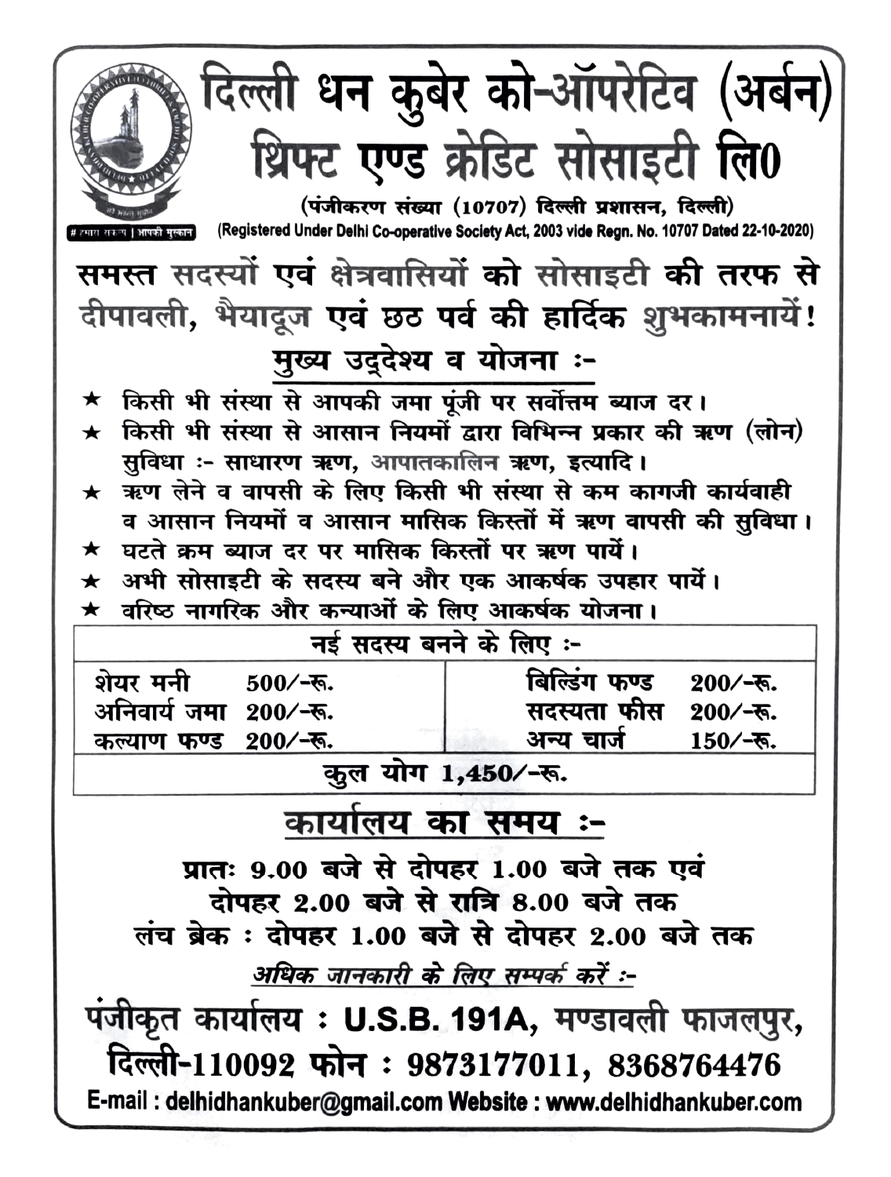# दिल्ली धन कुबेर को-ऑपरेटिव (अर्बन) थ्रिफ्ट एण्ड क्रेडिट सोसाइटी लि0

(पंजीकरण संख्या (10707) दिल्ली प्रशासन, दिल्ली)

(Registered Under Delhi Co-operative Society Act, 2003 vide Regn. No. 10707 Dated 22-10-2020)

# हमारा सहयोग | आपकी मुस्कान

**समस्त सदस्यों एवं क्षेत्रवासियों को सोसाइटी की तरफ से दीपावली, भैयादूज एवं छठ पर्व की हार्दिक शुभकामनायें!**

## मुख्य उद्देश्य व योजना :-

- ★ किसी भी संस्था से आपकी जमा पूंजी पर सर्वोत्तम ब्याज दर।
- ★ किसी भी संस्था से आसान नियमों द्वारा विभिन्न प्रकार की ऋण (लोन) सुविधा :- साधारण ऋण, आपातकालिन ऋण, इत्यादि।
- ★ ऋण लेने व वापसी के लिए किसी भी संस्था से कम कागजी कार्यवाही व आसान नियमों व आसान मासिक किस्तों में ऋण वापसी की सुविधा।
- ★ घटते क्रम ब्याज दर पर मासिक किस्तों पर ऋण पायें।
- ★ अभी सोसाइटी के सदस्य बने और एक आकर्षक उपहार पायें।
- ★ वरिष्ठ नागरिक और कन्याओं के लिए आकर्षक योजना।

| नई सदस्य बनने के लिए :- | | | |
|---|---|---|---|
| शेयर मनी | 500/-रू. | बिल्डिंग फण्ड | 200/-रू. |
| अनिवार्य जमा | 200/-रू. | सदस्यता फीस | 200/-रू. |
| कल्याण फण्ड | 200/-रू. | अन्य चार्ज | 150/-रू. |
| कुल योग 1,450/-रू. | | | |

## कार्यालय का समय :-

**प्रातः 9.00 बजे से दोपहर 1.00 बजे तक एवं**
**दोपहर 2.00 बजे से रात्रि 8.00 बजे तक**
**लंच ब्रेक : दोपहर 1.00 बजे से दोपहर 2.00 बजे तक**

*अधिक जानकारी के लिए सम्पर्क करें :-*

**पंजीकृत कार्यालय : U.S.B. 191A, मण्डावली फाजलपुर, दिल्ली-110092 फोन : 9873177011, 8368764476**

**E-mail : delhidhankuber@gmail.com Website : www.delhidhankuber.com**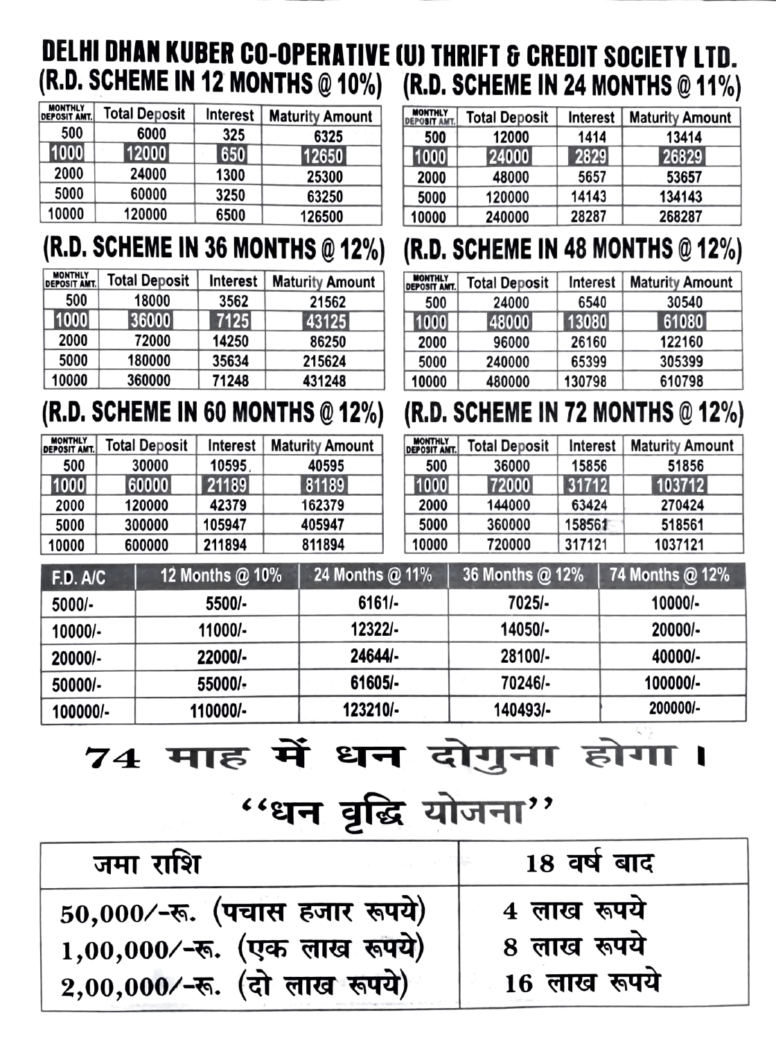# DELHI DHAN KUBER CO-OPERATIVE (U) THRIFT & CREDIT SOCIETY LTD.

## (R.D. SCHEME IN 12 MONTHS @ 10%)

| MONTHLY DEPOSIT AMT. | Total Deposit | Interest | Maturity Amount |
|---|---|---|---|
| 500 | 6000 | 325 | 6325 |
| **1000** | **12000** | **650** | **12650** |
| 2000 | 24000 | 1300 | 25300 |
| 5000 | 60000 | 3250 | 63250 |
| 10000 | 120000 | 6500 | 126500 |

## (R.D. SCHEME IN 24 MONTHS @ 11%)

| MONTHLY DEPOSIT AMT. | Total Deposit | Interest | Maturity Amount |
|---|---|---|---|
| 500 | 12000 | 1414 | 13414 |
| **1000** | **24000** | **2829** | **26829** |
| 2000 | 48000 | 5657 | 53657 |
| 5000 | 120000 | 14143 | 134143 |
| 10000 | 240000 | 28287 | 268287 |

## (R.D. SCHEME IN 36 MONTHS @ 12%)

| MONTHLY DEPOSIT AMT. | Total Deposit | Interest | Maturity Amount |
|---|---|---|---|
| 500 | 18000 | 3562 | 21562 |
| **1000** | **36000** | **7125** | **43125** |
| 2000 | 72000 | 14250 | 86250 |
| 5000 | 180000 | 35634 | 215624 |
| 10000 | 360000 | 71248 | 431248 |

## (R.D. SCHEME IN 48 MONTHS @ 12%)

| MONTHLY DEPOSIT AMT. | Total Deposit | Interest | Maturity Amount |
|---|---|---|---|
| 500 | 24000 | 6540 | 30540 |
| **1000** | **48000** | **13080** | **61080** |
| 2000 | 96000 | 26160 | 122160 |
| 5000 | 240000 | 65399 | 305399 |
| 10000 | 480000 | 130798 | 610798 |

## (R.D. SCHEME IN 60 MONTHS @ 12%)

| MONTHLY DEPOSIT AMT. | Total Deposit | Interest | Maturity Amount |
|---|---|---|---|
| 500 | 30000 | 10595 | 40595 |
| **1000** | **60000** | **21189** | **81189** |
| 2000 | 120000 | 42379 | 162379 |
| 5000 | 300000 | 105947 | 405947 |
| 10000 | 600000 | 211894 | 811894 |

## (R.D. SCHEME IN 72 MONTHS @ 12%)

| MONTHLY DEPOSIT AMT. | Total Deposit | Interest | Maturity Amount |
|---|---|---|---|
| 500 | 36000 | 15856 | 51856 |
| **1000** | **72000** | **31712** | **103712** |
| 2000 | 144000 | 63424 | 270424 |
| 5000 | 360000 | 158561 | 518561 |
| 10000 | 720000 | 317121 | 1037121 |

| F.D. A/C | 12 Months @ 10% | 24 Months @ 11% | 36 Months @ 12% | 74 Months @ 12% |
|---|---|---|---|---|
| 5000/- | 5500/- | 6161/- | 7025/- | 10000/- |
| 10000/- | 11000/- | 12322/- | 14050/- | 20000/- |
| 20000/- | 22000/- | 24644/- | 28100/- | 40000/- |
| 50000/- | 55000/- | 61605/- | 70246/- | 100000/- |
| 100000/- | 110000/- | 123210/- | 140493/- | 200000/- |

## 74 माह में धन दोगुना होगा।

## "धन वृद्धि योजना"

| जमा राशि | 18 वर्ष बाद |
|---|---|
| 50,000/-रू. (पचास हजार रूपये) | 4 लाख रूपये |
| 1,00,000/-रू. (एक लाख रूपये) | 8 लाख रूपये |
| 2,00,000/-रू. (दो लाख रूपये) | 16 लाख रूपये |